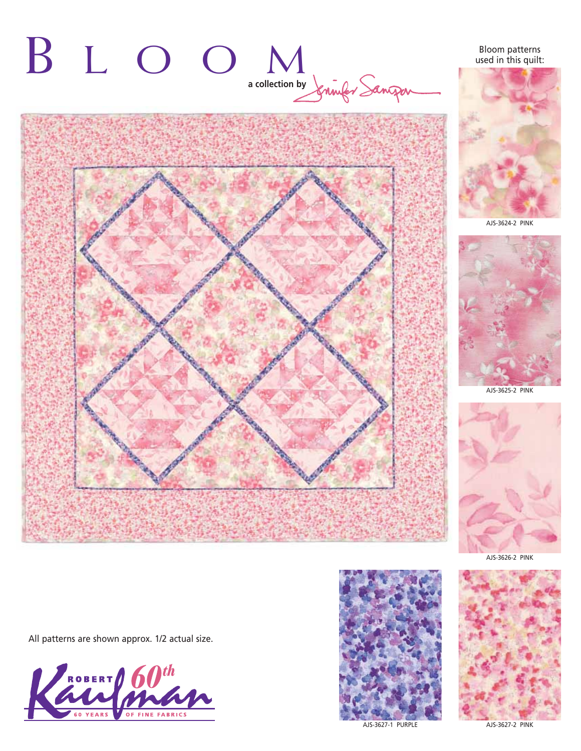# BLOOM

a collection by Jennifer Sampou

Bloom patterns used in this quilt:

AJS-3624-2 PINK

AJS-3625-2 PINK

AJS-3626-2 PINK

AJS-3627-1 PURPLE

AJS-3627-2 PINK

All patterns are shown approx. 1/2 actual size.

ROBERT Kaufman 60th
60 YEARS OF FINE FABRICS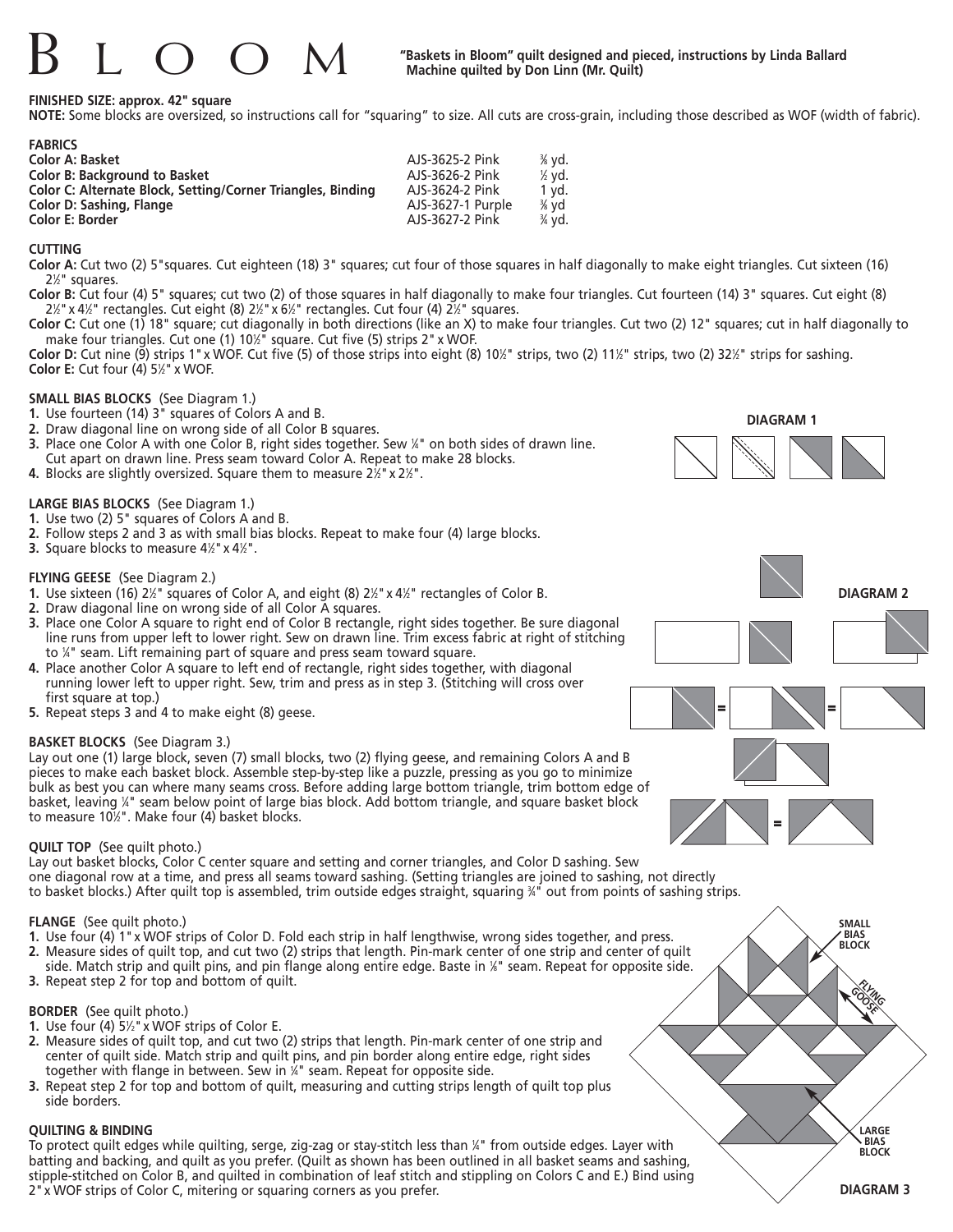# BLOOM

**"Baskets in Bloom" quilt designed and pieced, instructions by Linda Ballard Machine quilted by Don Linn (Mr. Quilt)**

**FINISHED SIZE: approx. 42" square**

**NOTE:** Some blocks are oversized, so instructions call for "squaring" to size. All cuts are cross-grain, including those described as WOF (width of fabric).

**FABRICS**

| | | |
|---|---|---|
| **Color A: Basket** | AJS-3625-2 Pink | ⅜ yd. |
| **Color B: Background to Basket** | AJS-3626-2 Pink | ½ yd. |
| **Color C: Alternate Block, Setting/Corner Triangles, Binding** | AJS-3624-2 Pink | 1 yd. |
| **Color D: Sashing, Flange** | AJS-3627-1 Purple | ⅜ yd |
| **Color E: Border** | AJS-3627-2 Pink | ¾ yd. |

**CUTTING**

**Color A:** Cut two (2) 5" squares. Cut eighteen (18) 3" squares; cut four of those squares in half diagonally to make eight triangles. Cut sixteen (16) 2½" squares.

**Color B:** Cut four (4) 5" squares; cut two (2) of those squares in half diagonally to make four triangles. Cut fourteen (14) 3" squares. Cut eight (8) 2½" x 4½" rectangles. Cut eight (8) 2½" x 6½" rectangles. Cut four (4) 2½" squares.

**Color C:** Cut one (1) 18" square; cut diagonally in both directions (like an X) to make four triangles. Cut two (2) 12" squares; cut in half diagonally to make four triangles. Cut one (1) 10½" square. Cut five (5) strips 2" x WOF.

**Color D:** Cut nine (9) strips 1" x WOF. Cut five (5) of those strips into eight (8) 10½" strips, two (2) 11½" strips, two (2) 32½" strips for sashing.

**Color E:** Cut four (4) 5½" x WOF.

**SMALL BIAS BLOCKS** (See Diagram 1.)

1. Use fourteen (14) 3" squares of Colors A and B.
2. Draw diagonal line on wrong side of all Color B squares.
3. Place one Color A with one Color B, right sides together. Sew ¼" on both sides of drawn line. Cut apart on drawn line. Press seam toward Color A. Repeat to make 28 blocks.
4. Blocks are slightly oversized. Square them to measure 2½" x 2½".

DIAGRAM 1

**LARGE BIAS BLOCKS** (See Diagram 1.)

1. Use two (2) 5" squares of Colors A and B.
2. Follow steps 2 and 3 as with small bias blocks. Repeat to make four (4) large blocks.
3. Square blocks to measure 4½" x 4½".

**FLYING GEESE** (See Diagram 2.)

1. Use sixteen (16) 2½" squares of Color A, and eight (8) 2½" x 4½" rectangles of Color B.
2. Draw diagonal line on wrong side of all Color A squares.
3. Place one Color A square to right end of Color B rectangle, right sides together. Be sure diagonal line runs from upper left to lower right. Sew on drawn line. Trim excess fabric at right of stitching to ¼" seam. Lift remaining part of square and press seam toward square.
4. Place another Color A square to left end of rectangle, right sides together, with diagonal running lower left to upper right. Sew, trim and press as in step 3. (Stitching will cross over first square at top.)
5. Repeat steps 3 and 4 to make eight (8) geese.

DIAGRAM 2

**BASKET BLOCKS** (See Diagram 3.)

Lay out one (1) large block, seven (7) small blocks, two (2) flying geese, and remaining Colors A and B pieces to make each basket block. Assemble step-by-step like a puzzle, pressing as you go to minimize bulk as best you can where many seams cross. Before adding large bottom triangle, trim bottom edge of basket, leaving ¼" seam below point of large bias block. Add bottom triangle, and square basket block to measure 10½". Make four (4) basket blocks.

**QUILT TOP** (See quilt photo.)

Lay out basket blocks, Color C center square and setting and corner triangles, and Color D sashing. Sew one diagonal row at a time, and press all seams toward sashing. (Setting triangles are joined to sashing, not directly to basket blocks.) After quilt top is assembled, trim outside edges straight, squaring ¾" out from points of sashing strips.

**FLANGE** (See quilt photo.)

1. Use four (4) 1" x WOF strips of Color D. Fold each strip in half lengthwise, wrong sides together, and press.
2. Measure sides of quilt top, and cut two (2) strips that length. Pin-mark center of one strip and center of quilt side. Match strip and quilt pins, and pin flange along entire edge. Baste in ⅛" seam. Repeat for opposite side.
3. Repeat step 2 for top and bottom of quilt.

**BORDER** (See quilt photo.)

1. Use four (4) 5½" x WOF strips of Color E.
2. Measure sides of quilt top, and cut two (2) strips that length. Pin-mark center of one strip and center of quilt side. Match strip and quilt pins, and pin border along entire edge, right sides together with flange in between. Sew in ¼" seam. Repeat for opposite side.
3. Repeat step 2 for top and bottom of quilt, measuring and cutting strips length of quilt top plus side borders.

**QUILTING & BINDING**

To protect quilt edges while quilting, serge, zig-zag or stay-stitch less than ¼" from outside edges. Layer with batting and backing, and quilt as you prefer. (Quilt as shown has been outlined in all basket seams and sashing, stipple-stitched on Color B, and quilted in combination of leaf stitch and stippling on Colors C and E.) Bind using 2" x WOF strips of Color C, mitering or squaring corners as you prefer.

SMALL BIAS BLOCK

FLYING GOOSE

LARGE BIAS BLOCK

DIAGRAM 3